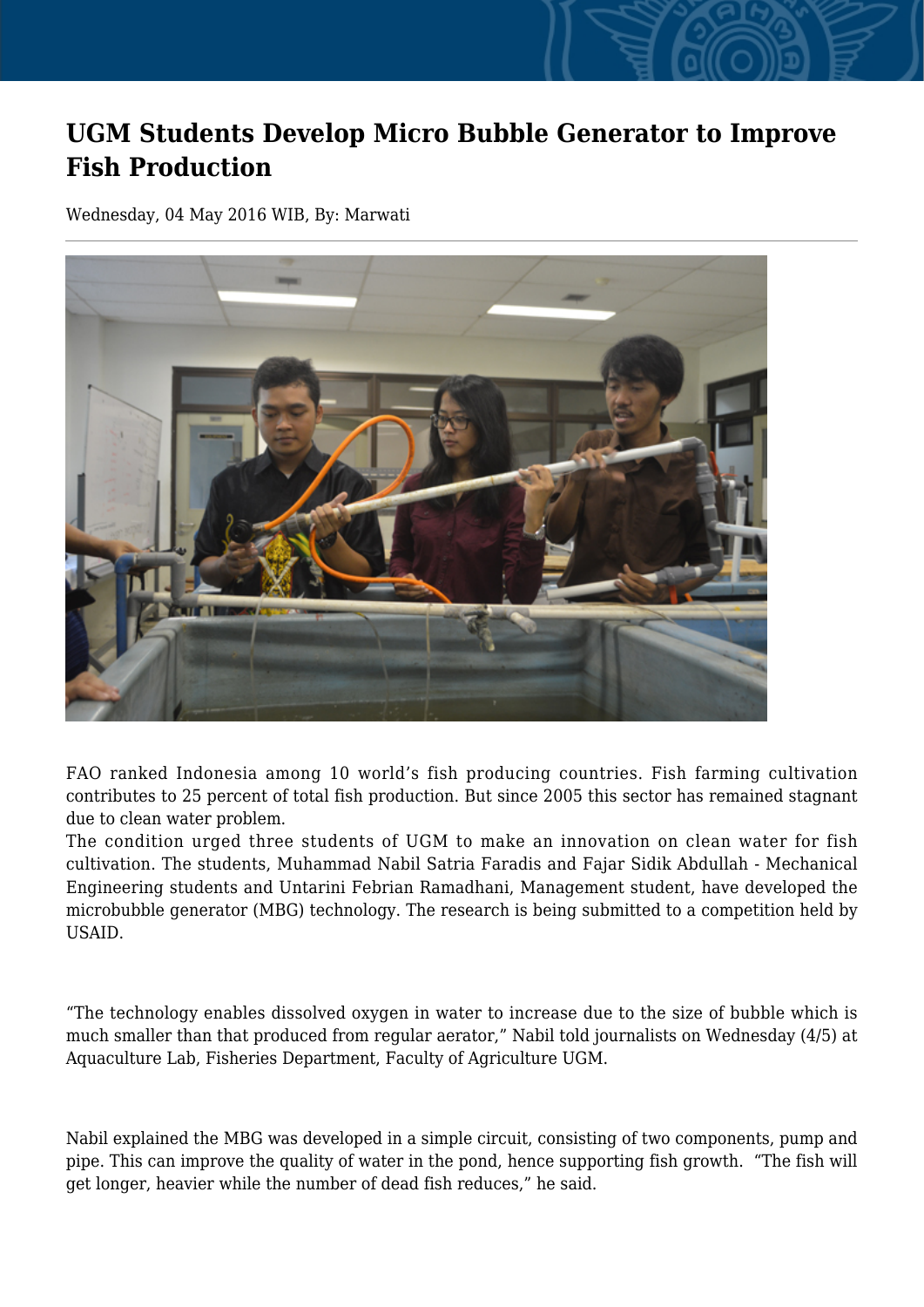# UGM Students Develop Micro Bubble Generator to Improve Fish Production

Wednesday, 04 May 2016 WIB, By: Marwati

FAO ranked Indonesia among 10 world's fish producing countries. Fish farming cultivation contributes to 25 percent of total fish production. But since 2005 this sector has remained stagnant due to clean water problem.

The condition urged three students of UGM to make an innovation on clean water for fish cultivation. The students, Muhammad Nabil Satria Faradis and Fajar Sidik Abdullah - Mechanical Engineering students and Untarini Febrian Ramadhani, Management student, have developed the microbubble generator (MBG) technology. The research is being submitted to a competition held by USAID.

"The technology enables dissolved oxygen in water to increase due to the size of bubble which is much smaller than that produced from regular aerator," Nabil told journalists on Wednesday (4/5) at Aquaculture Lab, Fisheries Department, Faculty of Agriculture UGM.

Nabil explained the MBG was developed in a simple circuit, consisting of two components, pump and pipe. This can improve the quality of water in the pond, hence supporting fish growth. "The fish will get longer, heavier while the number of dead fish reduces," he said.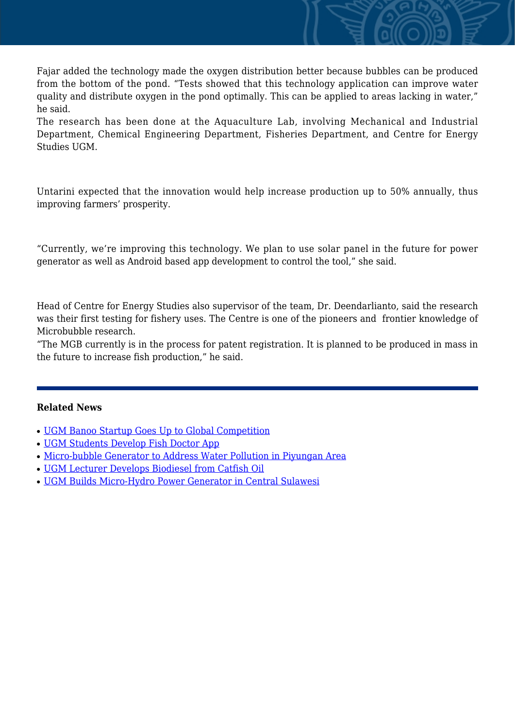Fajar added the technology made the oxygen distribution better because bubbles can be produced from the bottom of the pond. “Tests showed that this technology application can improve water quality and distribute oxygen in the pond optimally. This can be applied to areas lacking in water,” he said.
The research has been done at the Aquaculture Lab, involving Mechanical and Industrial Department, Chemical Engineering Department, Fisheries Department, and Centre for Energy Studies UGM.

Untarini expected that the innovation would help increase production up to 50% annually, thus improving farmers’ prosperity.

“Currently, we’re improving this technology. We plan to use solar panel in the future for power generator as well as Android based app development to control the tool,” she said.

Head of Centre for Energy Studies also supervisor of the team, Dr. Deendarlianto, said the research was their first testing for fishery uses. The Centre is one of the pioneers and frontier knowledge of Microbubble research.
“The MGB currently is in the process for patent registration. It is planned to be produced in mass in the future to increase fish production,” he said.

---

**Related News**

- UGM Banoo Startup Goes Up to Global Competition
- UGM Students Develop Fish Doctor App
- Micro-bubble Generator to Address Water Pollution in Piyungan Area
- UGM Lecturer Develops Biodiesel from Catfish Oil
- UGM Builds Micro-Hydro Power Generator in Central Sulawesi